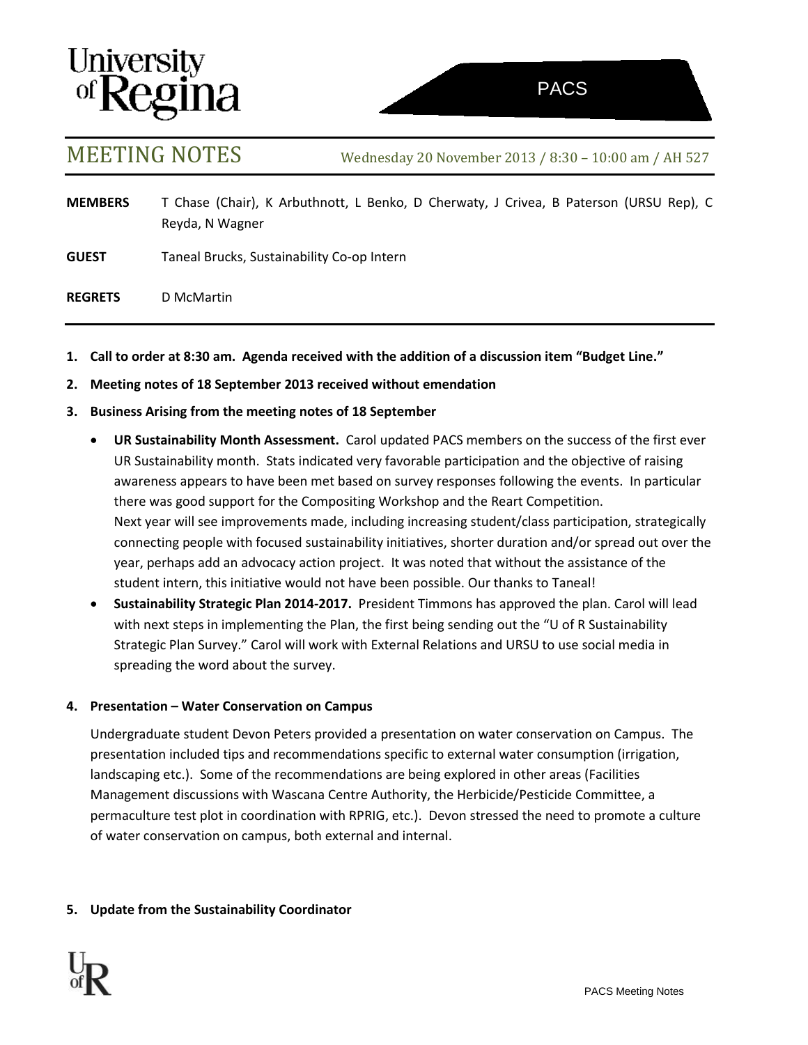University of Regina

PACS

# MEETING NOTES

Wednesday 20 November 2013 / 8:30 – 10:00 am / AH 527

**MEMBERS** T Chase (Chair), K Arbuthnott, L Benko, D Cherwaty, J Crivea, B Paterson (URSU Rep), C Reyda, N Wagner

**GUEST** Taneal Brucks, Sustainability Co-op Intern

**REGRETS** D McMartin

1. **Call to order at 8:30 am. Agenda received with the addition of a discussion item "Budget Line."**
2. **Meeting notes of 18 September 2013 received without emendation**
3. **Business Arising from the meeting notes of 18 September**
   - **UR Sustainability Month Assessment.** Carol updated PACS members on the success of the first ever UR Sustainability month. Stats indicated very favorable participation and the objective of raising awareness appears to have been met based on survey responses following the events. In particular there was good support for the Compositing Workshop and the Reart Competition.
     Next year will see improvements made, including increasing student/class participation, strategically connecting people with focused sustainability initiatives, shorter duration and/or spread out over the year, perhaps add an advocacy action project. It was noted that without the assistance of the student intern, this initiative would not have been possible. Our thanks to Taneal!
   - **Sustainability Strategic Plan 2014-2017.** President Timmons has approved the plan. Carol will lead with next steps in implementing the Plan, the first being sending out the "U of R Sustainability Strategic Plan Survey." Carol will work with External Relations and URSU to use social media in spreading the word about the survey.

4. **Presentation – Water Conservation on Campus**

   Undergraduate student Devon Peters provided a presentation on water conservation on Campus. The presentation included tips and recommendations specific to external water consumption (irrigation, landscaping etc.). Some of the recommendations are being explored in other areas (Facilities Management discussions with Wascana Centre Authority, the Herbicide/Pesticide Committee, a permaculture test plot in coordination with RPRIG, etc.). Devon stressed the need to promote a culture of water conservation on campus, both external and internal.

5. **Update from the Sustainability Coordinator**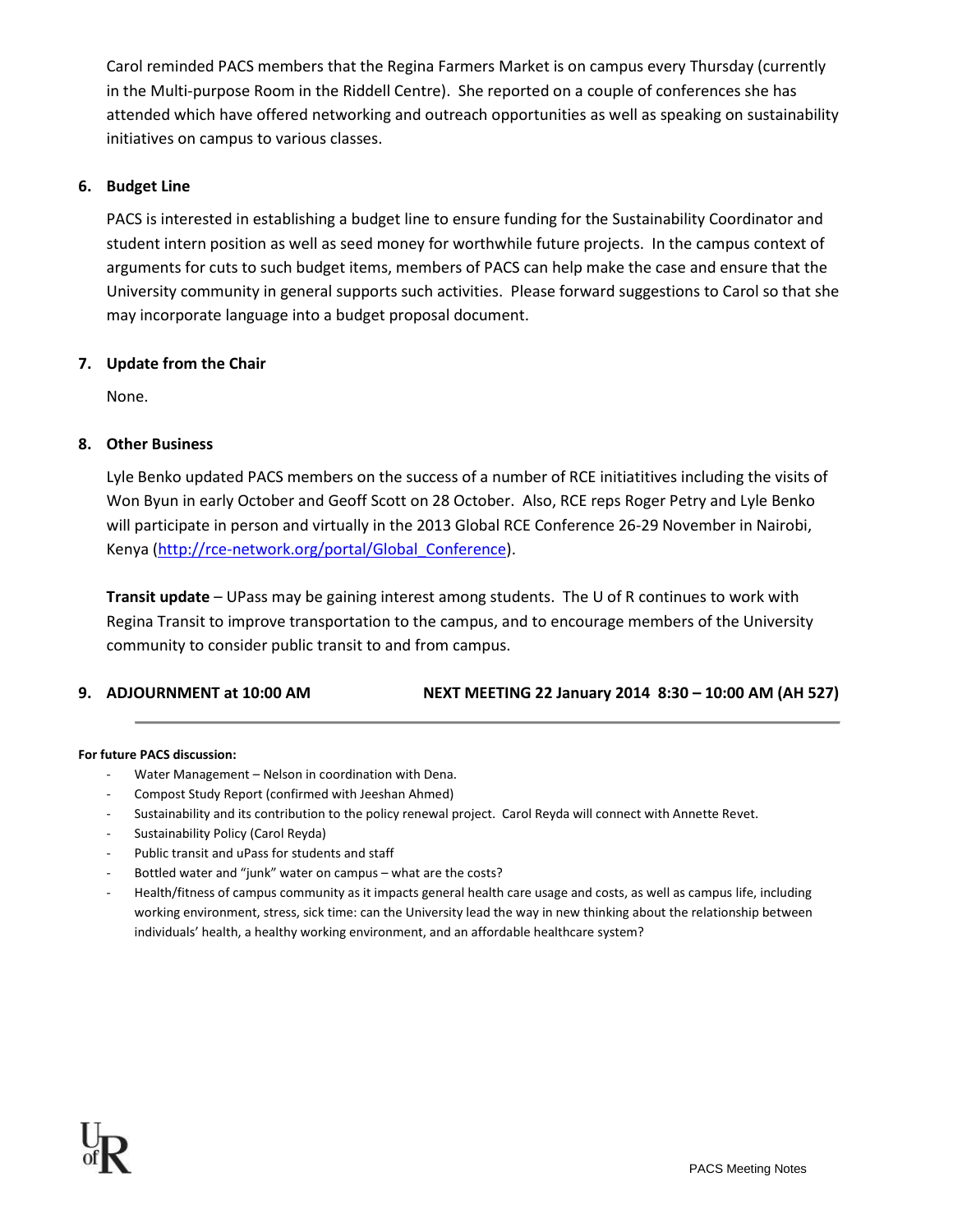Carol reminded PACS members that the Regina Farmers Market is on campus every Thursday (currently in the Multi-purpose Room in the Riddell Centre). She reported on a couple of conferences she has attended which have offered networking and outreach opportunities as well as speaking on sustainability initiatives on campus to various classes.

**6. Budget Line**

PACS is interested in establishing a budget line to ensure funding for the Sustainability Coordinator and student intern position as well as seed money for worthwhile future projects. In the campus context of arguments for cuts to such budget items, members of PACS can help make the case and ensure that the University community in general supports such activities. Please forward suggestions to Carol so that she may incorporate language into a budget proposal document.

**7. Update from the Chair**

None.

**8. Other Business**

Lyle Benko updated PACS members on the success of a number of RCE initiatitives including the visits of Won Byun in early October and Geoff Scott on 28 October. Also, RCE reps Roger Petry and Lyle Benko will participate in person and virtually in the 2013 Global RCE Conference 26-29 November in Nairobi, Kenya (http://rce-network.org/portal/Global_Conference).

**Transit update** – UPass may be gaining interest among students. The U of R continues to work with Regina Transit to improve transportation to the campus, and to encourage members of the University community to consider public transit to and from campus.

**9. ADJOURNMENT at 10:00 AM** **NEXT MEETING 22 January 2014 8:30 – 10:00 AM (AH 527)**

---

**For future PACS discussion:**

- Water Management – Nelson in coordination with Dena.
- Compost Study Report (confirmed with Jeeshan Ahmed)
- Sustainability and its contribution to the policy renewal project. Carol Reyda will connect with Annette Revet.
- Sustainability Policy (Carol Reyda)
- Public transit and uPass for students and staff
- Bottled water and "junk" water on campus – what are the costs?
- Health/fitness of campus community as it impacts general health care usage and costs, as well as campus life, including working environment, stress, sick time: can the University lead the way in new thinking about the relationship between individuals' health, a healthy working environment, and an affordable healthcare system?